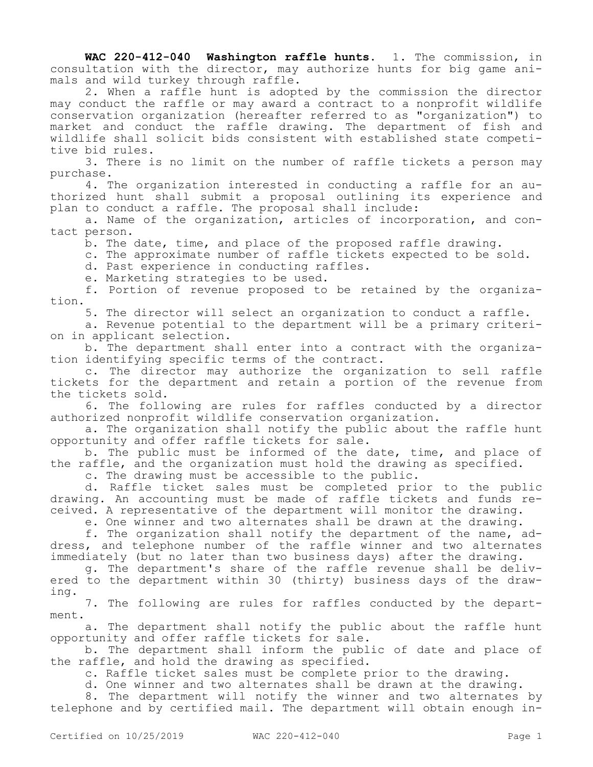**WAC 220-412-040 Washington raffle hunts.** 1. The commission, in consultation with the director, may authorize hunts for big game animals and wild turkey through raffle.

2. When a raffle hunt is adopted by the commission the director may conduct the raffle or may award a contract to a nonprofit wildlife conservation organization (hereafter referred to as "organization") to market and conduct the raffle drawing. The department of fish and wildlife shall solicit bids consistent with established state competitive bid rules.

3. There is no limit on the number of raffle tickets a person may purchase.

4. The organization interested in conducting a raffle for an authorized hunt shall submit a proposal outlining its experience and plan to conduct a raffle. The proposal shall include:

a. Name of the organization, articles of incorporation, and contact person.

b. The date, time, and place of the proposed raffle drawing.

c. The approximate number of raffle tickets expected to be sold.

d. Past experience in conducting raffles.

e. Marketing strategies to be used.

f. Portion of revenue proposed to be retained by the organization.

5. The director will select an organization to conduct a raffle.

a. Revenue potential to the department will be a primary criterion in applicant selection.

b. The department shall enter into a contract with the organization identifying specific terms of the contract.

c. The director may authorize the organization to sell raffle tickets for the department and retain a portion of the revenue from the tickets sold.

6. The following are rules for raffles conducted by a director authorized nonprofit wildlife conservation organization.

a. The organization shall notify the public about the raffle hunt opportunity and offer raffle tickets for sale.

b. The public must be informed of the date, time, and place of the raffle, and the organization must hold the drawing as specified.

c. The drawing must be accessible to the public.

d. Raffle ticket sales must be completed prior to the public drawing. An accounting must be made of raffle tickets and funds received. A representative of the department will monitor the drawing.

e. One winner and two alternates shall be drawn at the drawing.

f. The organization shall notify the department of the name, address, and telephone number of the raffle winner and two alternates immediately (but no later than two business days) after the drawing.

g. The department's share of the raffle revenue shall be delivered to the department within 30 (thirty) business days of the drawing.

7. The following are rules for raffles conducted by the department.

a. The department shall notify the public about the raffle hunt opportunity and offer raffle tickets for sale.

b. The department shall inform the public of date and place of the raffle, and hold the drawing as specified.

c. Raffle ticket sales must be complete prior to the drawing.

d. One winner and two alternates shall be drawn at the drawing.

8. The department will notify the winner and two alternates by telephone and by certified mail. The department will obtain enough in-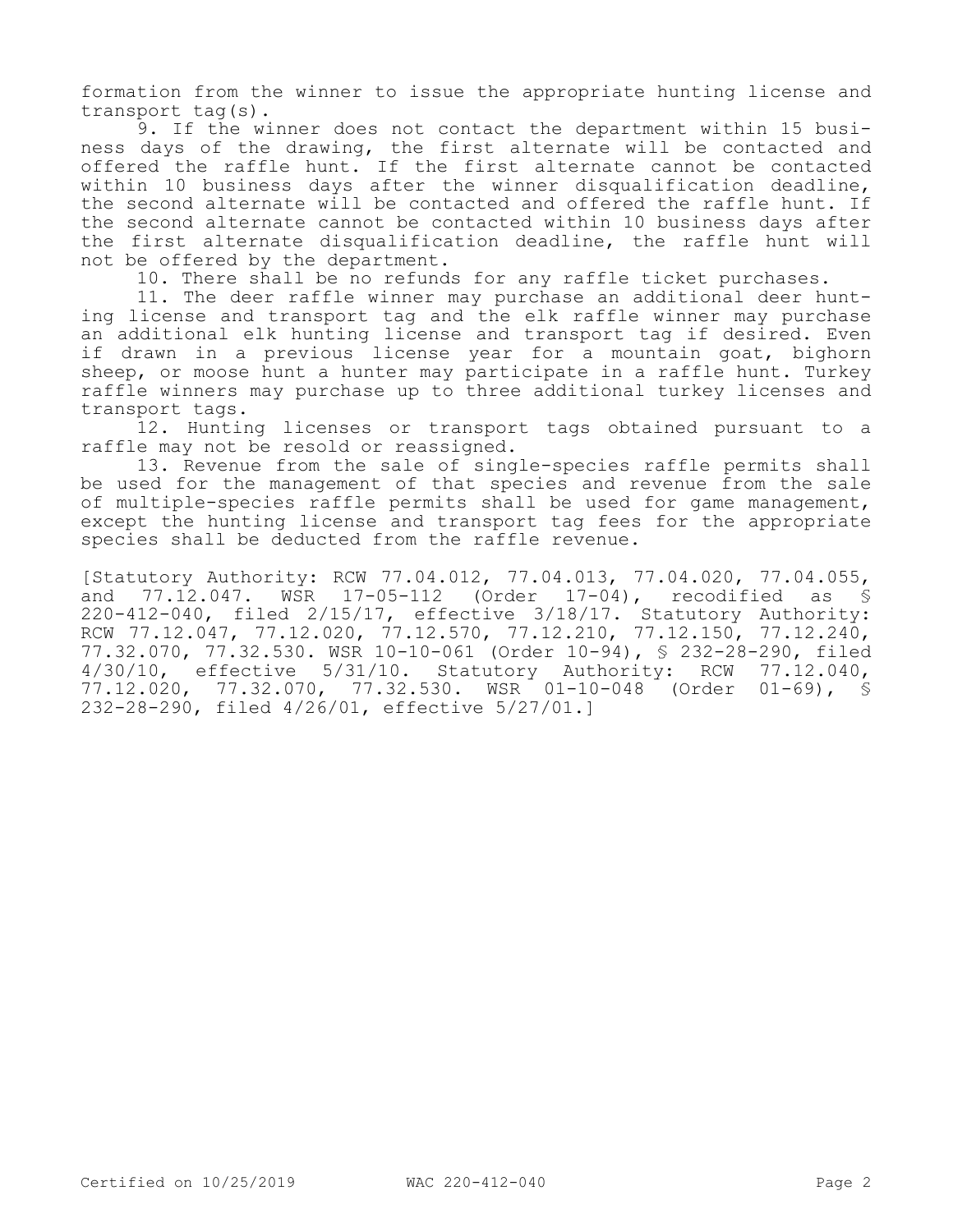formation from the winner to issue the appropriate hunting license and transport tag(s).

9. If the winner does not contact the department within 15 business days of the drawing, the first alternate will be contacted and offered the raffle hunt. If the first alternate cannot be contacted within 10 business days after the winner disqualification deadline, the second alternate will be contacted and offered the raffle hunt. If the second alternate cannot be contacted within 10 business days after the first alternate disqualification deadline, the raffle hunt will not be offered by the department.

10. There shall be no refunds for any raffle ticket purchases.

11. The deer raffle winner may purchase an additional deer hunting license and transport tag and the elk raffle winner may purchase an additional elk hunting license and transport tag if desired. Even if drawn in a previous license year for a mountain goat, bighorn sheep, or moose hunt a hunter may participate in a raffle hunt. Turkey raffle winners may purchase up to three additional turkey licenses and transport tags.

12. Hunting licenses or transport tags obtained pursuant to a raffle may not be resold or reassigned.

13. Revenue from the sale of single-species raffle permits shall be used for the management of that species and revenue from the sale of multiple-species raffle permits shall be used for game management, except the hunting license and transport tag fees for the appropriate species shall be deducted from the raffle revenue.

[Statutory Authority: RCW 77.04.012, 77.04.013, 77.04.020, 77.04.055, and 77.12.047. WSR 17-05-112 (Order 17-04), recodified as § 220-412-040, filed 2/15/17, effective 3/18/17. Statutory Authority: RCW 77.12.047, 77.12.020, 77.12.570, 77.12.210, 77.12.150, 77.12.240, 77.32.070, 77.32.530. WSR 10-10-061 (Order 10-94), § 232-28-290, filed 4/30/10, effective 5/31/10. Statutory Authority: RCW 77.12.040, 77.12.020, 77.32.070, 77.32.530. WSR 01-10-048 (Order 01-69), § 232-28-290, filed 4/26/01, effective 5/27/01.]